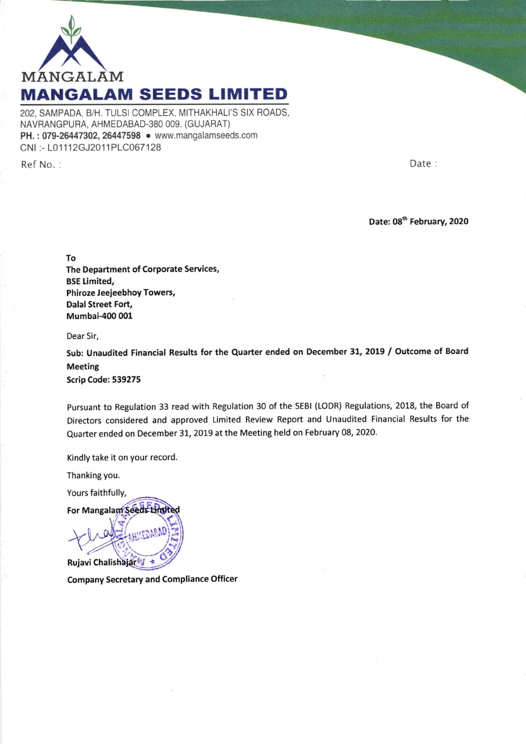MANGALAM

# MANGALAM SEEDS LIMITED

202, SAMPADA, B/H. TULSI COMPLEX, MITHAKHALI'S SIX ROADS,
NAVRANGPURA, AHMEDABAD-380 009. (GUJARAT)
**PH. : 079-26447302, 26447598** • www.mangalamseeds.com
CNI :- L01112GJ2011PLC067128

Ref No. :

Date :

**Date: 08th February, 2020**

**To**
**The Department of Corporate Services,**
**BSE Limited,**
**Phiroze Jeejeebhoy Towers,**
**Dalal Street Fort,**
**Mumbai-400 001**

Dear Sir,

**Sub: Unaudited Financial Results for the Quarter ended on December 31, 2019 / Outcome of Board Meeting**
**Scrip Code: 539275**

Pursuant to Regulation 33 read with Regulation 30 of the SEBI (LODR) Regulations, 2018, the Board of Directors considered and approved Limited Review Report and Unaudited Financial Results for the Quarter ended on December 31, 2019 at the Meeting held on February 08, 2020.

Kindly take it on your record.

Thanking you.

Yours faithfully,

**For Mangalam Seeds Limited**

**Rujavi Chalishajar**

**Company Secretary and Compliance Officer**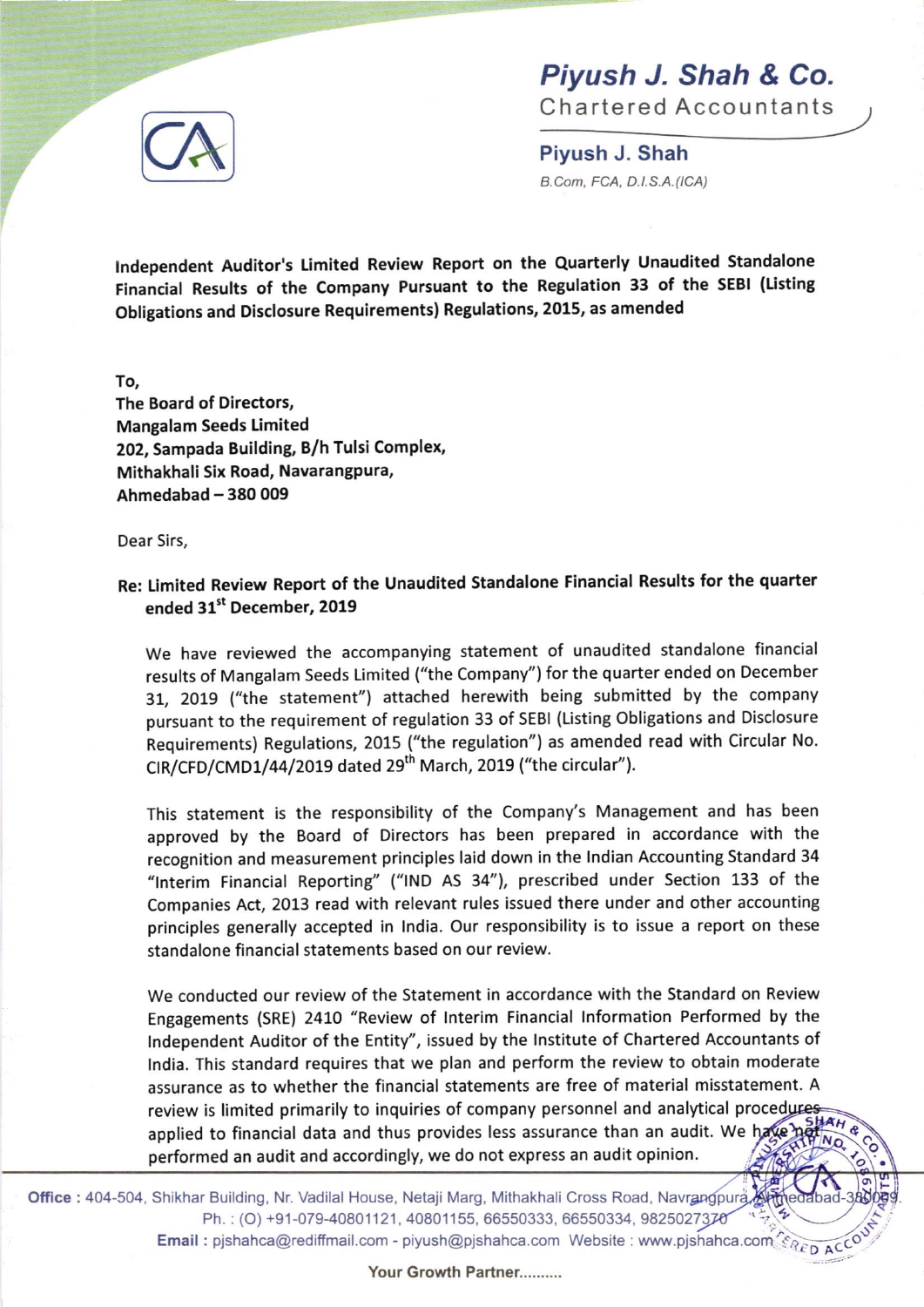# Piyush J. Shah & Co.

Chartered Accountants

**Piyush J. Shah**

*B.Com, FCA, D.I.S.A.(ICA)*

**Independent Auditor's Limited Review Report on the Quarterly Unaudited Standalone Financial Results of the Company Pursuant to the Regulation 33 of the SEBI (Listing Obligations and Disclosure Requirements) Regulations, 2015, as amended**

**To,**
**The Board of Directors,**
**Mangalam Seeds Limited**
**202, Sampada Building, B/h Tulsi Complex,**
**Mithakhali Six Road, Navarangpura,**
**Ahmedabad – 380 009**

Dear Sirs,

**Re: Limited Review Report of the Unaudited Standalone Financial Results for the quarter ended 31st December, 2019**

We have reviewed the accompanying statement of unaudited standalone financial results of Mangalam Seeds Limited ("the Company") for the quarter ended on December 31, 2019 ("the statement") attached herewith being submitted by the company pursuant to the requirement of regulation 33 of SEBI (Listing Obligations and Disclosure Requirements) Regulations, 2015 ("the regulation") as amended read with Circular No. CIR/CFD/CMD1/44/2019 dated 29th March, 2019 ("the circular").

This statement is the responsibility of the Company's Management and has been approved by the Board of Directors has been prepared in accordance with the recognition and measurement principles laid down in the Indian Accounting Standard 34 "Interim Financial Reporting" ("IND AS 34"), prescribed under Section 133 of the Companies Act, 2013 read with relevant rules issued there under and other accounting principles generally accepted in India. Our responsibility is to issue a report on these standalone financial statements based on our review.

We conducted our review of the Statement in accordance with the Standard on Review Engagements (SRE) 2410 "Review of Interim Financial Information Performed by the Independent Auditor of the Entity", issued by the Institute of Chartered Accountants of India. This standard requires that we plan and perform the review to obtain moderate assurance as to whether the financial statements are free of material misstatement. A review is limited primarily to inquiries of company personnel and analytical procedures applied to financial data and thus provides less assurance than an audit. We have not performed an audit and accordingly, we do not express an audit opinion.

**Office :** 404-504, Shikhar Building, Nr. Vadilal House, Netaji Marg, Mithakhali Cross Road, Navrangpura, Ahmedabad-380009.
Ph. : (O) +91-079-40801121, 40801155, 66550333, 66550334, 9825027370
**Email :** pjshahca@rediffmail.com - piyush@pjshahca.com Website : www.pjshahca.com

**Your Growth Partner..........**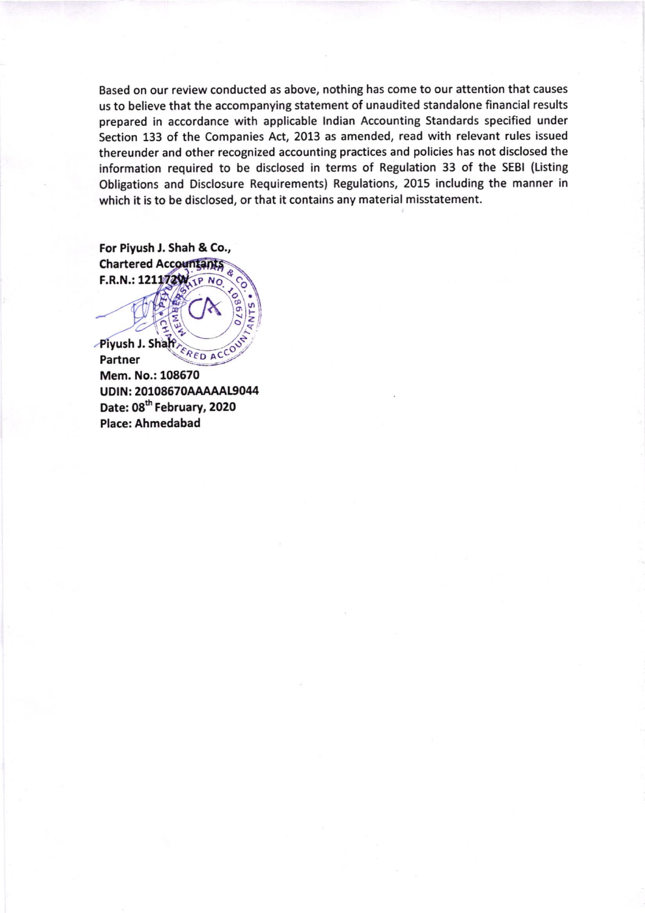Based on our review conducted as above, nothing has come to our attention that causes us to believe that the accompanying statement of unaudited standalone financial results prepared in accordance with applicable Indian Accounting Standards specified under Section 133 of the Companies Act, 2013 as amended, read with relevant rules issued thereunder and other recognized accounting practices and policies has not disclosed the information required to be disclosed in terms of Regulation 33 of the SEBI (Listing Obligations and Disclosure Requirements) Regulations, 2015 including the manner in which it is to be disclosed, or that it contains any material misstatement.

**For Piyush J. Shah & Co.,**
**Chartered Accountants**
**F.R.N.: 121172W**

**Piyush J. Shah**
**Partner**
**Mem. No.: 108670**
**UDIN: 20108670AAAAAL9044**
**Date: 08th February, 2020**
**Place: Ahmedabad**